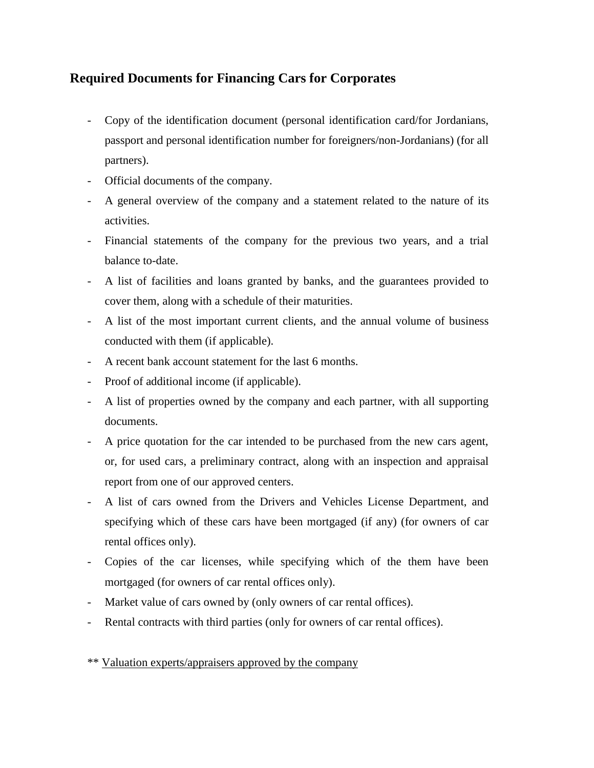## Required Documents for Financing Cars for Corporates

- Copy of the identification document (personal identification card/for Jordanians, passport and personal identification number for foreigners/non-Jordanians) (for all partners).
- Official documents of the company.
- A general overview of the company and a statement related to the nature of its activities.
- Financial statements of the company for the previous two years, and a trial balance to-date.
- A list of facilities and loans granted by banks, and the guarantees provided to cover them, along with a schedule of their maturities.
- A list of the most important current clients, and the annual volume of business conducted with them (if applicable).
- A recent bank account statement for the last 6 months.
- Proof of additional income (if applicable).
- A list of properties owned by the company and each partner, with all supporting documents.
- A price quotation for the car intended to be purchased from the new cars agent, or, for used cars, a preliminary contract, along with an inspection and appraisal report from one of our approved centers.
- A list of cars owned from the Drivers and Vehicles License Department, and specifying which of these cars have been mortgaged (if any) (for owners of car rental offices only).
- Copies of the car licenses, while specifying which of the them have been mortgaged (for owners of car rental offices only).
- Market value of cars owned by (only owners of car rental offices).
- Rental contracts with third parties (only for owners of car rental offices).

** <u>Valuation experts/appraisers approved by the company</u>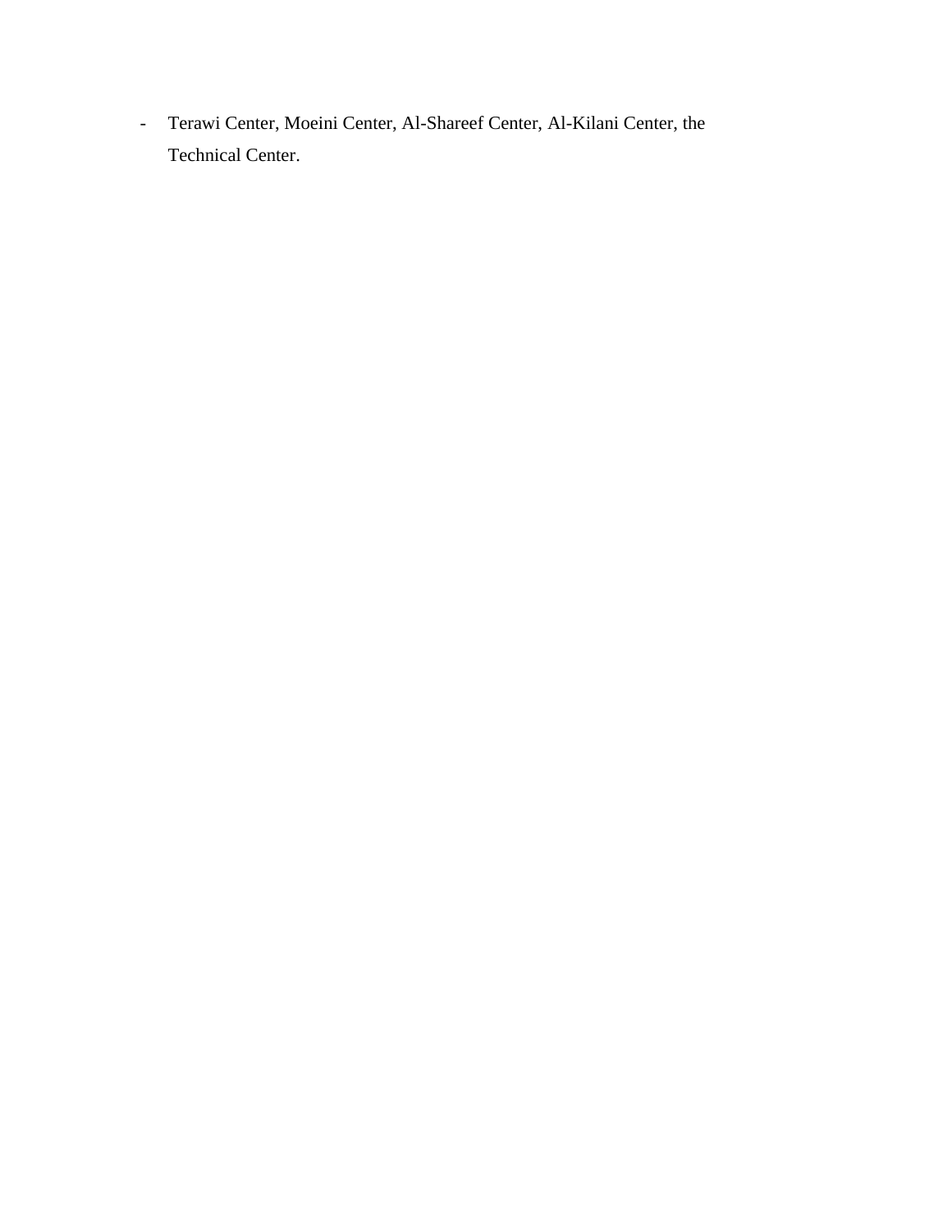- Terawi Center, Moeini Center, Al-Shareef Center, Al-Kilani Center, the Technical Center.